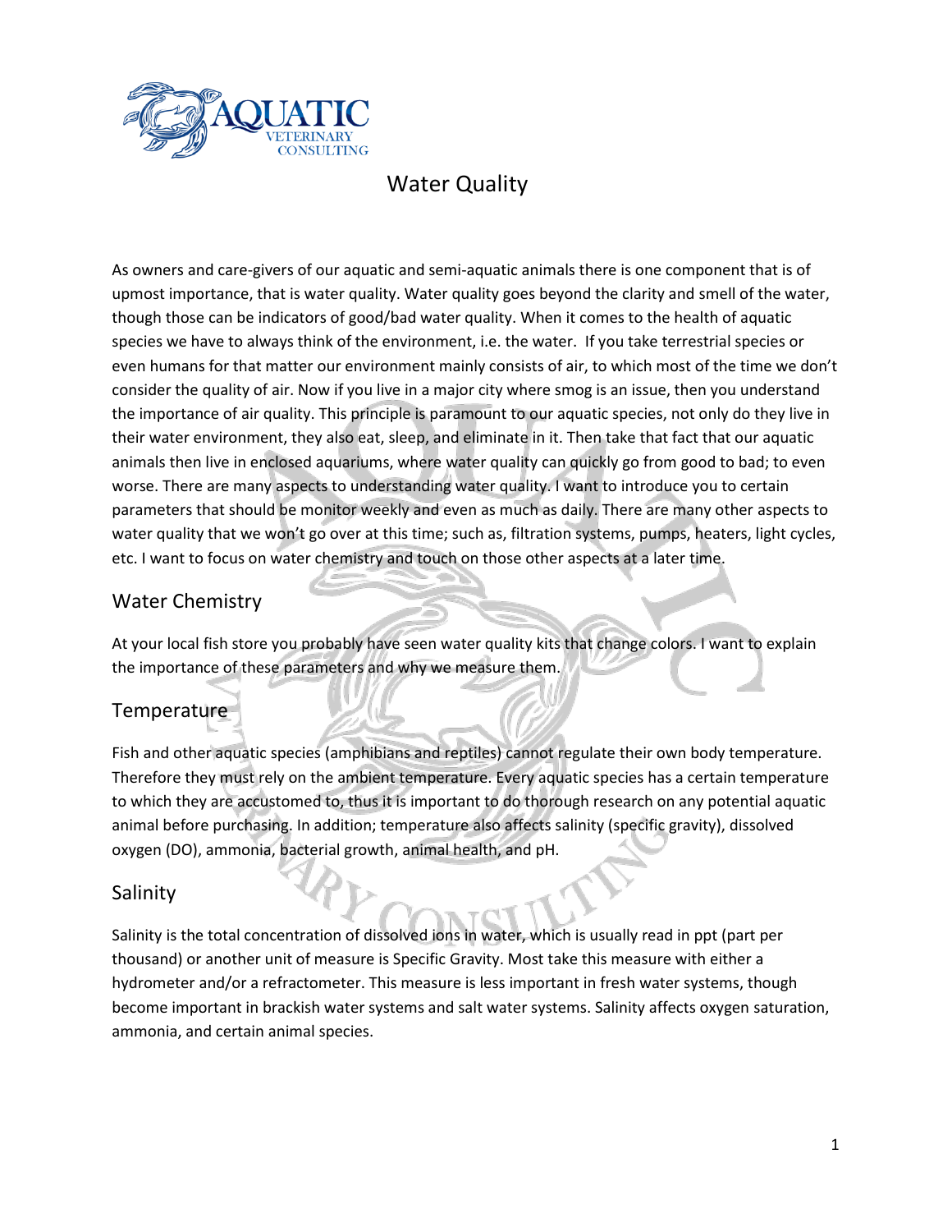# Water Quality

As owners and care-givers of our aquatic and semi-aquatic animals there is one component that is of upmost importance, that is water quality. Water quality goes beyond the clarity and smell of the water, though those can be indicators of good/bad water quality. When it comes to the health of aquatic species we have to always think of the environment, i.e. the water. If you take terrestrial species or even humans for that matter our environment mainly consists of air, to which most of the time we don't consider the quality of air. Now if you live in a major city where smog is an issue, then you understand the importance of air quality. This principle is paramount to our aquatic species, not only do they live in their water environment, they also eat, sleep, and eliminate in it. Then take that fact that our aquatic animals then live in enclosed aquariums, where water quality can quickly go from good to bad; to even worse. There are many aspects to understanding water quality. I want to introduce you to certain parameters that should be monitor weekly and even as much as daily. There are many other aspects to water quality that we won't go over at this time; such as, filtration systems, pumps, heaters, light cycles, etc. I want to focus on water chemistry and touch on those other aspects at a later time.

## Water Chemistry

At your local fish store you probably have seen water quality kits that change colors. I want to explain the importance of these parameters and why we measure them.

## Temperature

Fish and other aquatic species (amphibians and reptiles) cannot regulate their own body temperature. Therefore they must rely on the ambient temperature. Every aquatic species has a certain temperature to which they are accustomed to, thus it is important to do thorough research on any potential aquatic animal before purchasing. In addition; temperature also affects salinity (specific gravity), dissolved oxygen (DO), ammonia, bacterial growth, animal health, and pH.

## Salinity

Salinity is the total concentration of dissolved ions in water, which is usually read in ppt (part per thousand) or another unit of measure is Specific Gravity. Most take this measure with either a hydrometer and/or a refractometer. This measure is less important in fresh water systems, though become important in brackish water systems and salt water systems. Salinity affects oxygen saturation, ammonia, and certain animal species.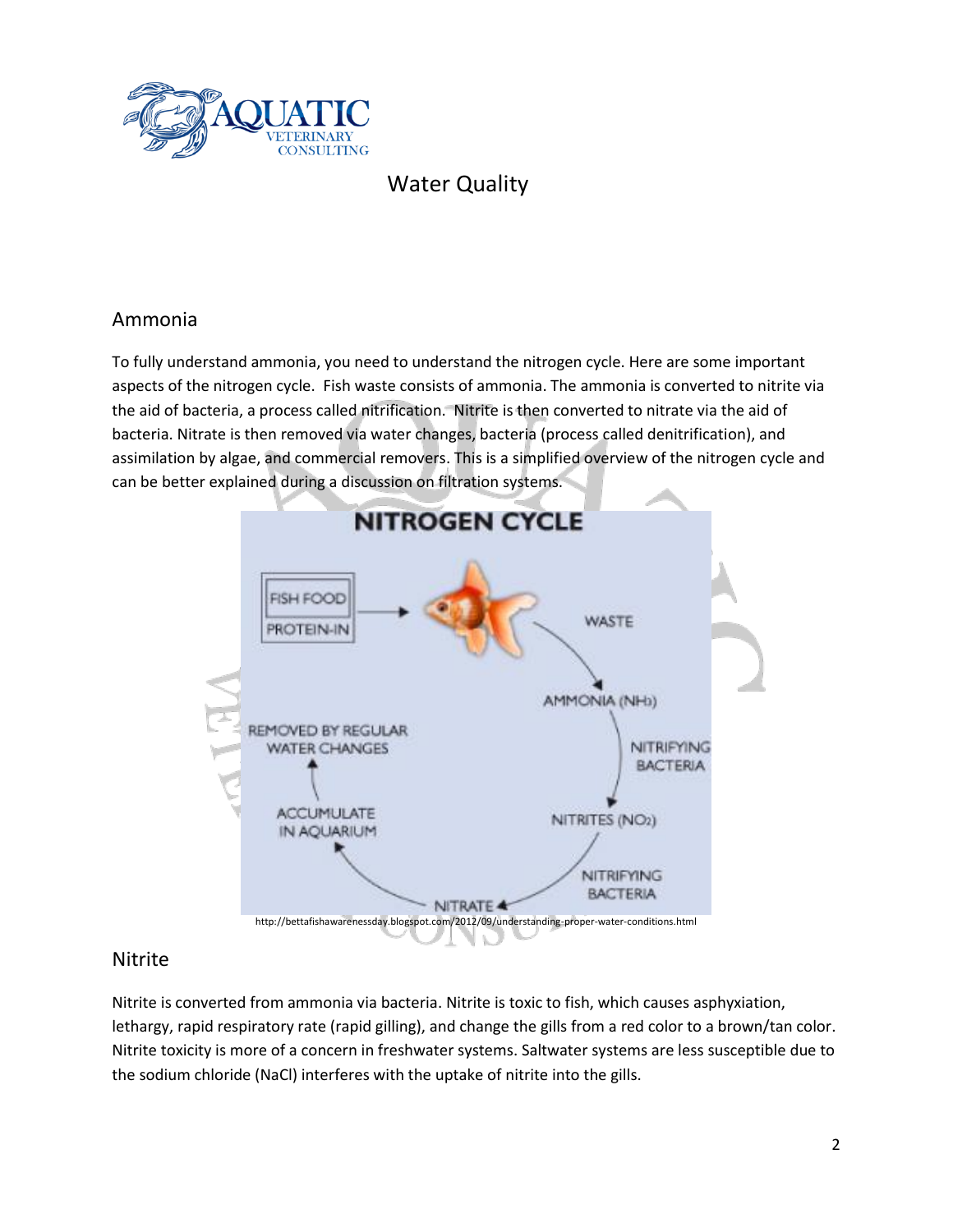# Water Quality

## Ammonia

To fully understand ammonia, you need to understand the nitrogen cycle. Here are some important aspects of the nitrogen cycle. Fish waste consists of ammonia. The ammonia is converted to nitrite via the aid of bacteria, a process called nitrification. Nitrite is then converted to nitrate via the aid of bacteria. Nitrate is then removed via water changes, bacteria (process called denitrification), and assimilation by algae, and commercial removers. This is a simplified overview of the nitrogen cycle and can be better explained during a discussion on filtration systems.

http://bettafishawarenessday.blogspot.com/2012/09/understanding-proper-water-conditions.html

## Nitrite

Nitrite is converted from ammonia via bacteria. Nitrite is toxic to fish, which causes asphyxiation, lethargy, rapid respiratory rate (rapid gilling), and change the gills from a red color to a brown/tan color. Nitrite toxicity is more of a concern in freshwater systems. Saltwater systems are less susceptible due to the sodium chloride (NaCl) interferes with the uptake of nitrite into the gills.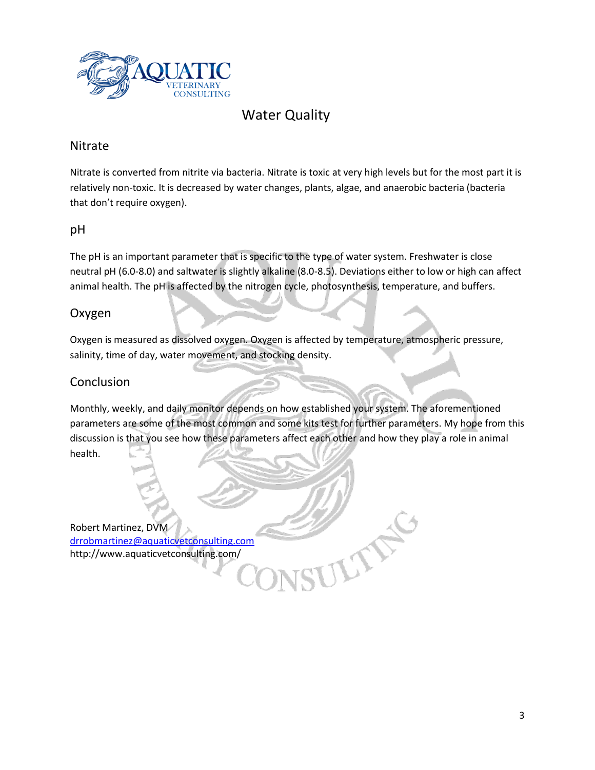# Water Quality

## Nitrate

Nitrate is converted from nitrite via bacteria. Nitrate is toxic at very high levels but for the most part it is relatively non-toxic. It is decreased by water changes, plants, algae, and anaerobic bacteria (bacteria that don't require oxygen).

## pH

The pH is an important parameter that is specific to the type of water system. Freshwater is close neutral pH (6.0-8.0) and saltwater is slightly alkaline (8.0-8.5). Deviations either to low or high can affect animal health. The pH is affected by the nitrogen cycle, photosynthesis, temperature, and buffers.

## Oxygen

Oxygen is measured as dissolved oxygen. Oxygen is affected by temperature, atmospheric pressure, salinity, time of day, water movement, and stocking density.

## Conclusion

Monthly, weekly, and daily monitor depends on how established your system. The aforementioned parameters are some of the most common and some kits test for further parameters. My hope from this discussion is that you see how these parameters affect each other and how they play a role in animal health.

Robert Martinez, DVM  
[drrobmartinez@aquaticvetconsulting.com](mailto:drrobmartinez@aquaticvetconsulting.com)  
http://www.aquaticvetconsulting.com/